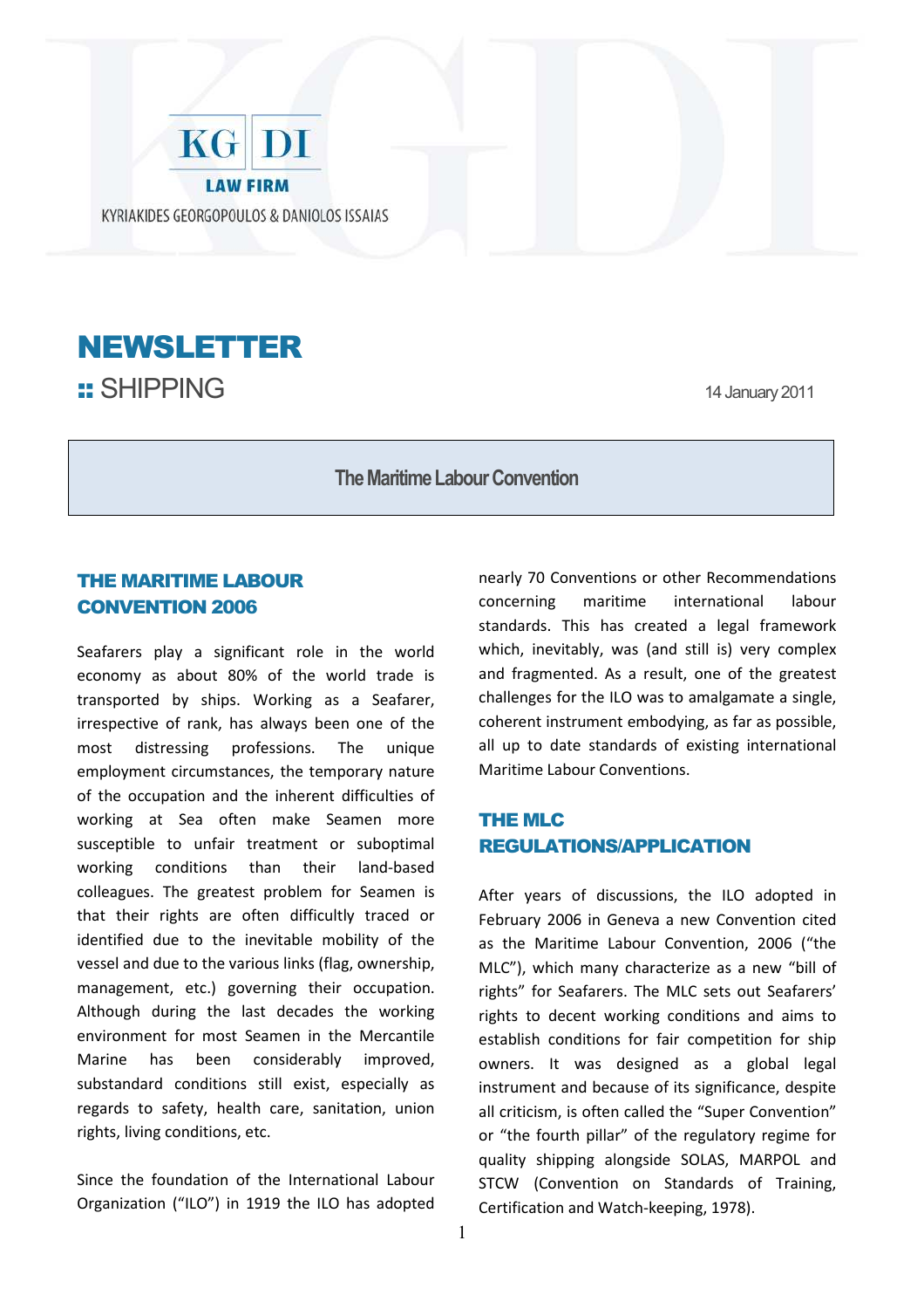KG | DI

LAW FIRM

KYRIAKIDES GEORGOPOULOS & DANIOLOS ISSAIAS

# NEWSLETTER

## :: SHIPPING

14 January 2011

**The Maritime Labour Convention**

## THE MARITIME LABOUR CONVENTION 2006

Seafarers play a significant role in the world economy as about 80% of the world trade is transported by ships. Working as a Seafarer, irrespective of rank, has always been one of the most distressing professions. The unique employment circumstances, the temporary nature of the occupation and the inherent difficulties of working at Sea often make Seamen more susceptible to unfair treatment or suboptimal working conditions than their land-based colleagues. The greatest problem for Seamen is that their rights are often difficultly traced or identified due to the inevitable mobility of the vessel and due to the various links (flag, ownership, management, etc.) governing their occupation. Although during the last decades the working environment for most Seamen in the Mercantile Marine has been considerably improved, substandard conditions still exist, especially as regards to safety, health care, sanitation, union rights, living conditions, etc.

Since the foundation of the International Labour Organization ("ILO") in 1919 the ILO has adopted nearly 70 Conventions or other Recommendations concerning maritime international labour standards. This has created a legal framework which, inevitably, was (and still is) very complex and fragmented. As a result, one of the greatest challenges for the ILO was to amalgamate a single, coherent instrument embodying, as far as possible, all up to date standards of existing international Maritime Labour Conventions.

## THE MLC REGULATIONS/APPLICATION

After years of discussions, the ILO adopted in February 2006 in Geneva a new Convention cited as the Maritime Labour Convention, 2006 ("the MLC"), which many characterize as a new "bill of rights" for Seafarers. The MLC sets out Seafarers' rights to decent working conditions and aims to establish conditions for fair competition for ship owners. It was designed as a global legal instrument and because of its significance, despite all criticism, is often called the "Super Convention" or "the fourth pillar" of the regulatory regime for quality shipping alongside SOLAS, MARPOL and STCW (Convention on Standards of Training, Certification and Watch-keeping, 1978).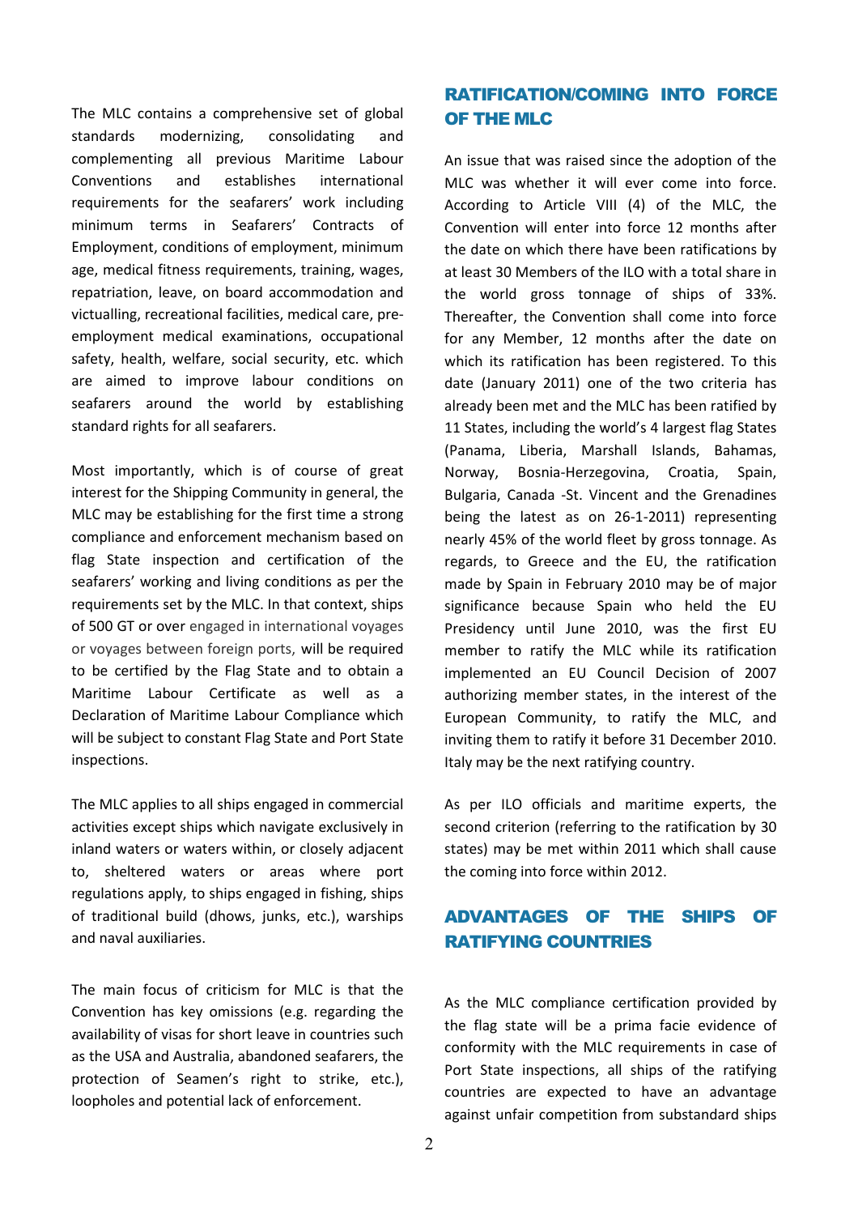The MLC contains a comprehensive set of global standards modernizing, consolidating and complementing all previous Maritime Labour Conventions and establishes international requirements for the seafarers' work including minimum terms in Seafarers' Contracts of Employment, conditions of employment, minimum age, medical fitness requirements, training, wages, repatriation, leave, on board accommodation and victualling, recreational facilities, medical care, pre-employment medical examinations, occupational safety, health, welfare, social security, etc. which are aimed to improve labour conditions on seafarers around the world by establishing standard rights for all seafarers.

Most importantly, which is of course of great interest for the Shipping Community in general, the MLC may be establishing for the first time a strong compliance and enforcement mechanism based on flag State inspection and certification of the seafarers' working and living conditions as per the requirements set by the MLC. In that context, ships of 500 GT or over engaged in international voyages or voyages between foreign ports, will be required to be certified by the Flag State and to obtain a Maritime Labour Certificate as well as a Declaration of Maritime Labour Compliance which will be subject to constant Flag State and Port State inspections.

The MLC applies to all ships engaged in commercial activities except ships which navigate exclusively in inland waters or waters within, or closely adjacent to, sheltered waters or areas where port regulations apply, to ships engaged in fishing, ships of traditional build (dhows, junks, etc.), warships and naval auxiliaries.

The main focus of criticism for MLC is that the Convention has key omissions (e.g. regarding the availability of visas for short leave in countries such as the USA and Australia, abandoned seafarers, the protection of Seamen's right to strike, etc.), loopholes and potential lack of enforcement.

## RATIFICATION/COMING INTO FORCE OF THE MLC

An issue that was raised since the adoption of the MLC was whether it will ever come into force. According to Article VIII (4) of the MLC, the Convention will enter into force 12 months after the date on which there have been ratifications by at least 30 Members of the ILO with a total share in the world gross tonnage of ships of 33%. Thereafter, the Convention shall come into force for any Member, 12 months after the date on which its ratification has been registered. To this date (January 2011) one of the two criteria has already been met and the MLC has been ratified by 11 States, including the world's 4 largest flag States (Panama, Liberia, Marshall Islands, Bahamas, Norway, Bosnia-Herzegovina, Croatia, Spain, Bulgaria, Canada -St. Vincent and the Grenadines being the latest as on 26-1-2011) representing nearly 45% of the world fleet by gross tonnage. As regards, to Greece and the EU, the ratification made by Spain in February 2010 may be of major significance because Spain who held the EU Presidency until June 2010, was the first EU member to ratify the MLC while its ratification implemented an EU Council Decision of 2007 authorizing member states, in the interest of the European Community, to ratify the MLC, and inviting them to ratify it before 31 December 2010. Italy may be the next ratifying country.

As per ILO officials and maritime experts, the second criterion (referring to the ratification by 30 states) may be met within 2011 which shall cause the coming into force within 2012.

## ADVANTAGES OF THE SHIPS OF RATIFYING COUNTRIES

As the MLC compliance certification provided by the flag state will be a prima facie evidence of conformity with the MLC requirements in case of Port State inspections, all ships of the ratifying countries are expected to have an advantage against unfair competition from substandard ships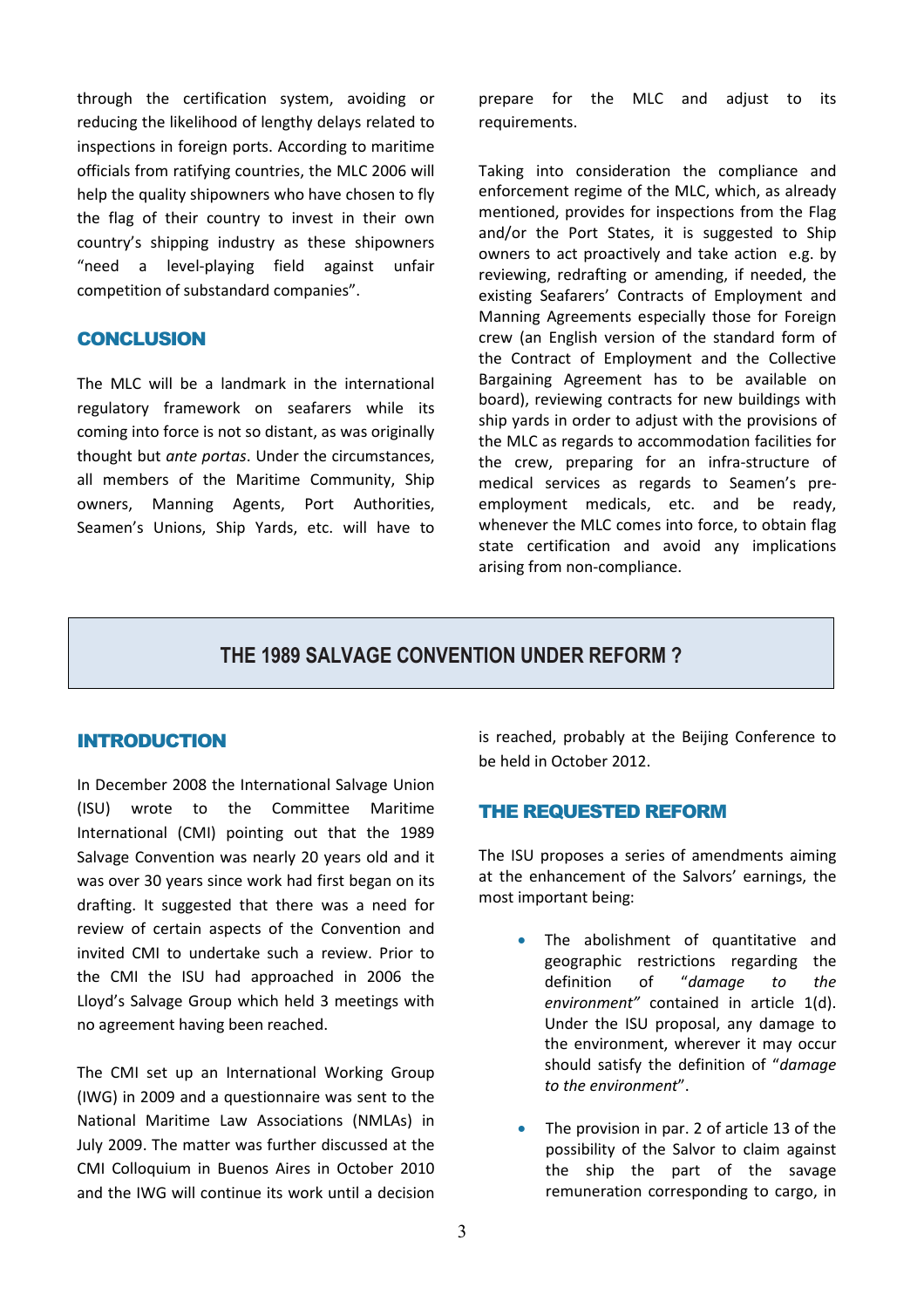through the certification system, avoiding or reducing the likelihood of lengthy delays related to inspections in foreign ports. According to maritime officials from ratifying countries, the MLC 2006 will help the quality shipowners who have chosen to fly the flag of their country to invest in their own country's shipping industry as these shipowners "need a level-playing field against unfair competition of substandard companies".

## CONCLUSION

The MLC will be a landmark in the international regulatory framework on seafarers while its coming into force is not so distant, as was originally thought but *ante portas*. Under the circumstances, all members of the Maritime Community, Ship owners, Manning Agents, Port Authorities, Seamen's Unions, Ship Yards, etc. will have to prepare for the MLC and adjust to its requirements.

Taking into consideration the compliance and enforcement regime of the MLC, which, as already mentioned, provides for inspections from the Flag and/or the Port States, it is suggested to Ship owners to act proactively and take action e.g. by reviewing, redrafting or amending, if needed, the existing Seafarers' Contracts of Employment and Manning Agreements especially those for Foreign crew (an English version of the standard form of the Contract of Employment and the Collective Bargaining Agreement has to be available on board), reviewing contracts for new buildings with ship yards in order to adjust with the provisions of the MLC as regards to accommodation facilities for the crew, preparing for an infra-structure of medical services as regards to Seamen's pre-employment medicals, etc. and be ready, whenever the MLC comes into force, to obtain flag state certification and avoid any implications arising from non-compliance.

# THE 1989 SALVAGE CONVENTION UNDER REFORM ?

## INTRODUCTION

In December 2008 the International Salvage Union (ISU) wrote to the Committee Maritime International (CMI) pointing out that the 1989 Salvage Convention was nearly 20 years old and it was over 30 years since work had first began on its drafting. It suggested that there was a need for review of certain aspects of the Convention and invited CMI to undertake such a review. Prior to the CMI the ISU had approached in 2006 the Lloyd's Salvage Group which held 3 meetings with no agreement having been reached.

The CMI set up an International Working Group (IWG) in 2009 and a questionnaire was sent to the National Maritime Law Associations (NMLAs) in July 2009. The matter was further discussed at the CMI Colloquium in Buenos Aires in October 2010 and the IWG will continue its work until a decision is reached, probably at the Beijing Conference to be held in October 2012.

## THE REQUESTED REFORM

The ISU proposes a series of amendments aiming at the enhancement of the Salvors' earnings, the most important being:

- The abolishment of quantitative and geographic restrictions regarding the definition of "*damage to the environment"* contained in article 1(d). Under the ISU proposal, any damage to the environment, wherever it may occur should satisfy the definition of "*damage to the environment*".
- The provision in par. 2 of article 13 of the possibility of the Salvor to claim against the ship the part of the savage remuneration corresponding to cargo, in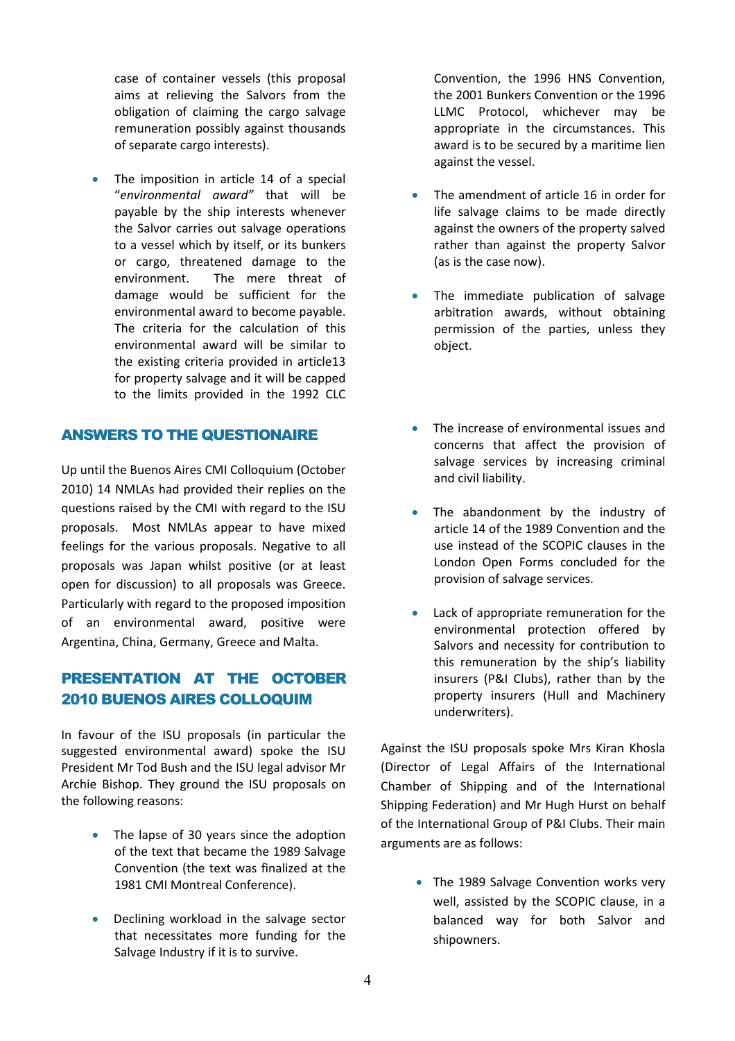case of container vessels (this proposal aims at relieving the Salvors from the obligation of claiming the cargo salvage remuneration possibly against thousands of separate cargo interests).

- The imposition in article 14 of a special "*environmental award"* that will be payable by the ship interests whenever the Salvor carries out salvage operations to a vessel which by itself, or its bunkers or cargo, threatened damage to the environment. The mere threat of damage would be sufficient for the environmental award to become payable. The criteria for the calculation of this environmental award will be similar to the existing criteria provided in article13 for property salvage and it will be capped to the limits provided in the 1992 CLC Convention, the 1996 HNS Convention, the 2001 Bunkers Convention or the 1996 LLMC Protocol, whichever may be appropriate in the circumstances. This award is to be secured by a maritime lien against the vessel.
- The amendment of article 16 in order for life salvage claims to be made directly against the owners of the property saved rather than against the property Salvor (as is the case now).
- The immediate publication of salvage arbitration awards, without obtaining permission of the parties, unless they object.

## ANSWERS TO THE QUESTIONAIRE

Up until the Buenos Aires CMI Colloquium (October 2010) 14 NMLAs had provided their replies on the questions raised by the CMI with regard to the ISU proposals. Most NMLAs appear to have mixed feelings for the various proposals. Negative to all proposals was Japan whilst positive (or at least open for discussion) to all proposals was Greece. Particularly with regard to the proposed imposition of an environmental award, positive were Argentina, China, Germany, Greece and Malta.

## PRESENTATION AT THE OCTOBER 2010 BUENOS AIRES COLLOQUIM

In favour of the ISU proposals (in particular the suggested environmental award) spoke the ISU President Mr Tod Bush and the ISU legal advisor Mr Archie Bishop. They ground the ISU proposals on the following reasons:

- The lapse of 30 years since the adoption of the text that became the 1989 Salvage Convention (the text was finalized at the 1981 CMI Montreal Conference).
- Declining workload in the salvage sector that necessitates more funding for the Salvage Industry if it is to survive.
- The increase of environmental issues and concerns that affect the provision of salvage services by increasing criminal and civil liability.
- The abandonment by the industry of article 14 of the 1989 Convention and the use instead of the SCOPIC clauses in the London Open Forms concluded for the provision of salvage services.
- Lack of appropriate remuneration for the environmental protection offered by Salvors and necessity for contribution to this remuneration by the ship's liability insurers (P&I Clubs), rather than by the property insurers (Hull and Machinery underwriters).

Against the ISU proposals spoke Mrs Kiran Khosla (Director of Legal Affairs of the International Chamber of Shipping and of the International Shipping Federation) and Mr Hugh Hurst on behalf of the International Group of P&I Clubs. Their main arguments are as follows:

- The 1989 Salvage Convention works very well, assisted by the SCOPIC clause, in a balanced way for both Salvor and shipowners.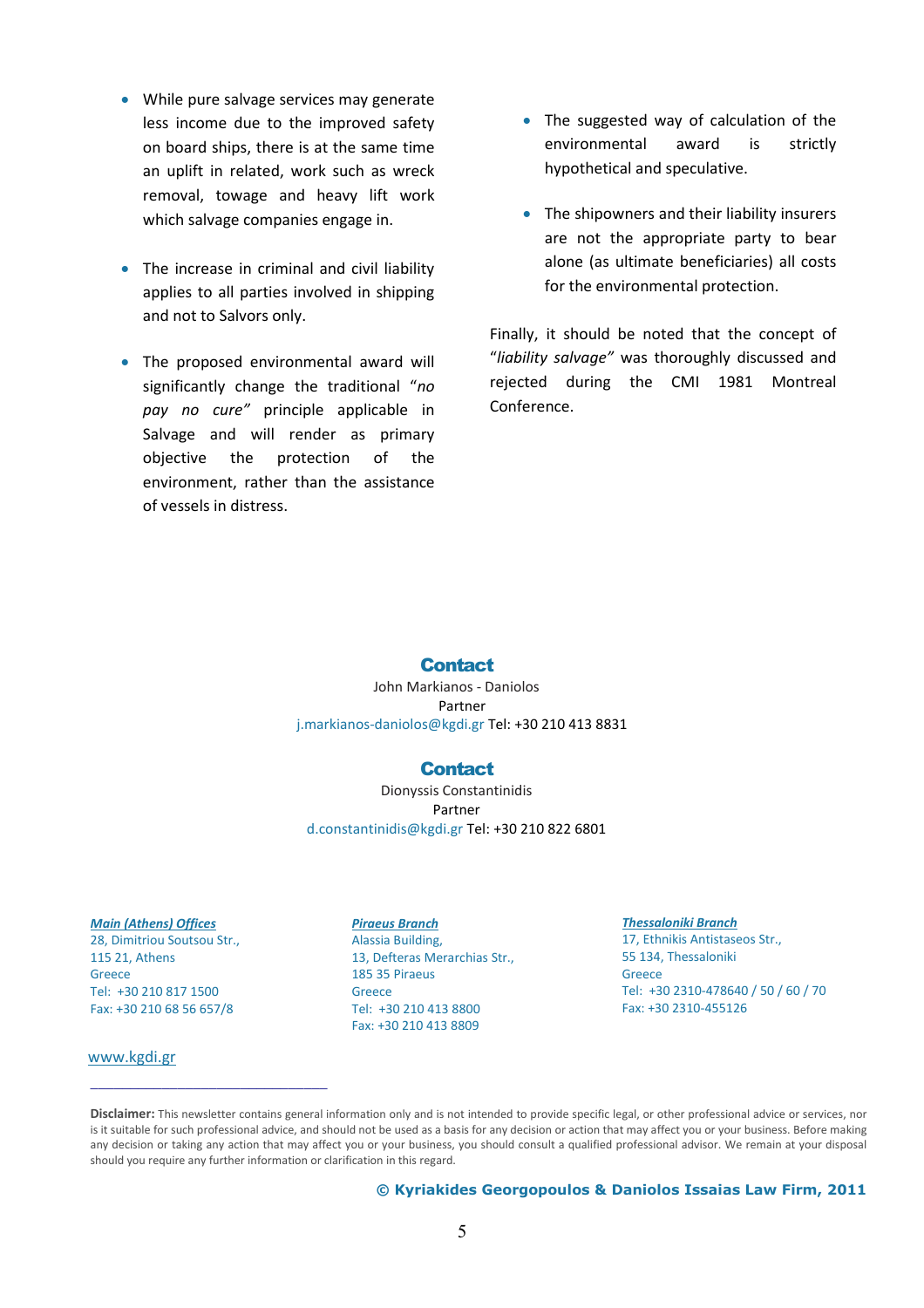- While pure salvage services may generate less income due to the improved safety on board ships, there is at the same time an uplift in related, work such as wreck removal, towage and heavy lift work which salvage companies engage in.

- The increase in criminal and civil liability applies to all parties involved in shipping and not to Salvors only.

- The proposed environmental award will significantly change the traditional "*no pay no cure"* principle applicable in Salvage and will render as primary objective the protection of the environment, rather than the assistance of vessels in distress.

- The suggested way of calculation of the environmental award is strictly hypothetical and speculative.

- The shipowners and their liability insurers are not the appropriate party to bear alone (as ultimate beneficiaries) all costs for the environmental protection.

Finally, it should be noted that the concept of "*liability salvage"* was thoroughly discussed and rejected during the CMI 1981 Montreal Conference.

## Contact

John Markianos - Daniolos
Partner
j.markianos-daniolos@kgdi.gr Tel: +30 210 413 8831

## Contact

Dionyssis Constantinidis
Partner
d.constantinidis@kgdi.gr Tel: +30 210 822 6801

***Main (Athens) Offices***
28, Dimitriou Soutsou Str.,
115 21, Athens
Greece
Tel: +30 210 817 1500
Fax: +30 210 68 56 657/8

***Piraeus Branch***
Alassia Building,
13, Defteras Merarchias Str.,
185 35 Piraeus
Greece
Tel: +30 210 413 8800
Fax: +30 210 413 8809

***Thessaloniki Branch***
17, Ethnikis Antistaseos Str.,
55 134, Thessaloniki
Greece
Tel: +30 2310-478640 / 50 / 60 / 70
Fax: +30 2310-455126

www.kgdi.gr

**Disclaimer:** This newsletter contains general information only and is not intended to provide specific legal, or other professional advice or services, nor is it suitable for such professional advice, and should not be used as a basis for any decision or action that may affect you or your business. Before making any decision or taking any action that may affect you or your business, you should consult a qualified professional advisor. We remain at your disposal should you require any further information or clarification in this regard.

**© Kyriakides Georgopoulos & Daniolos Issaias Law Firm, 2011**